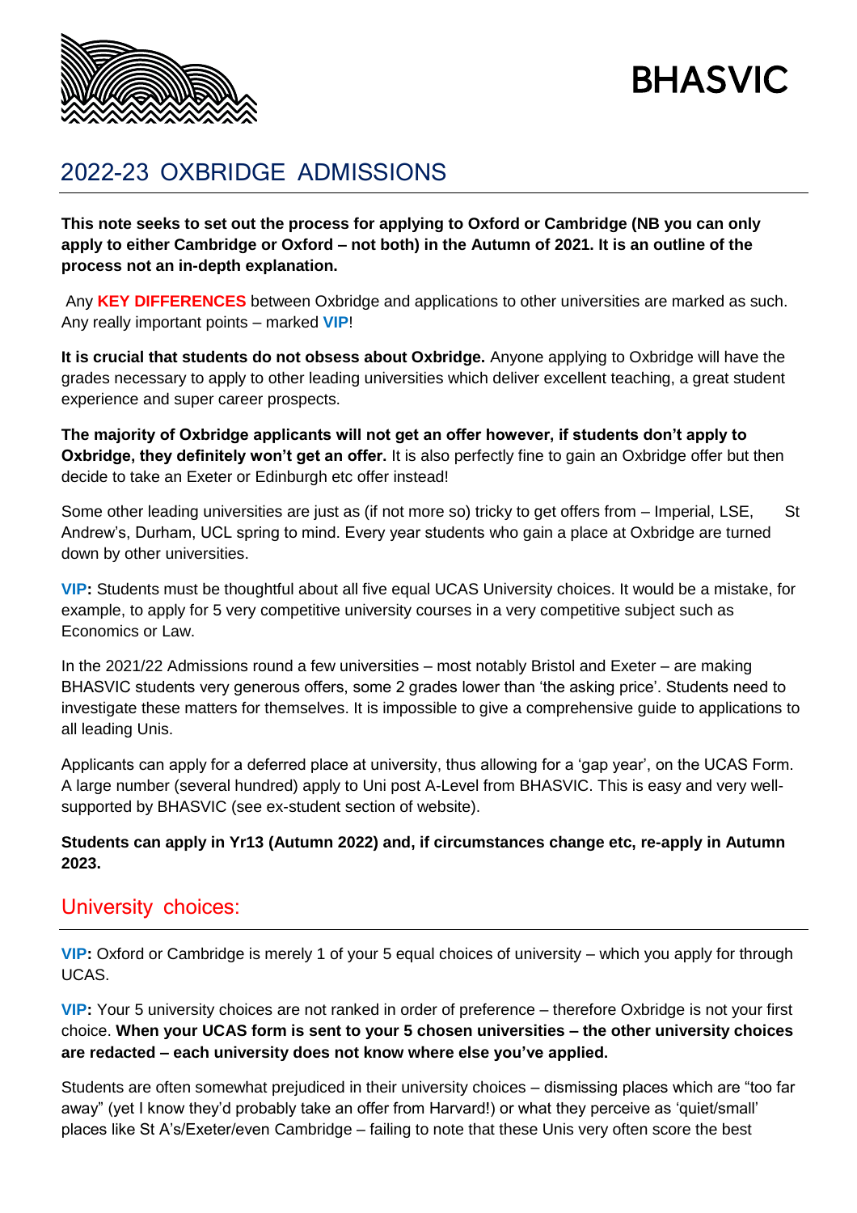BHASVIC

# 2022-23 OXBRIDGE ADMISSIONS

**This note seeks to set out the process for applying to Oxford or Cambridge (NB you can only apply to either Cambridge or Oxford – not both) in the Autumn of 2021. It is an outline of the process not an in-depth explanation.**

Any **KEY DIFFERENCES** between Oxbridge and applications to other universities are marked as such. Any really important points – marked **VIP**!

**It is crucial that students do not obsess about Oxbridge.** Anyone applying to Oxbridge will have the grades necessary to apply to other leading universities which deliver excellent teaching, a great student experience and super career prospects.

**The majority of Oxbridge applicants will not get an offer however, if students don't apply to Oxbridge, they definitely won't get an offer.** It is also perfectly fine to gain an Oxbridge offer but then decide to take an Exeter or Edinburgh etc offer instead!

Some other leading universities are just as (if not more so) tricky to get offers from – Imperial, LSE, St Andrew's, Durham, UCL spring to mind. Every year students who gain a place at Oxbridge are turned down by other universities.

**VIP:** Students must be thoughtful about all five equal UCAS University choices. It would be a mistake, for example, to apply for 5 very competitive university courses in a very competitive subject such as Economics or Law.

In the 2021/22 Admissions round a few universities – most notably Bristol and Exeter – are making BHASVIC students very generous offers, some 2 grades lower than 'the asking price'. Students need to investigate these matters for themselves. It is impossible to give a comprehensive guide to applications to all leading Unis.

Applicants can apply for a deferred place at university, thus allowing for a 'gap year', on the UCAS Form. A large number (several hundred) apply to Uni post A-Level from BHASVIC. This is easy and very well-supported by BHASVIC (see ex-student section of website).

**Students can apply in Yr13 (Autumn 2022) and, if circumstances change etc, re-apply in Autumn 2023.**

## University choices:

**VIP:** Oxford or Cambridge is merely 1 of your 5 equal choices of university – which you apply for through UCAS.

**VIP:** Your 5 university choices are not ranked in order of preference – therefore Oxbridge is not your first choice. **When your UCAS form is sent to your 5 chosen universities – the other university choices are redacted – each university does not know where else you've applied.**

Students are often somewhat prejudiced in their university choices – dismissing places which are "too far away" (yet I know they'd probably take an offer from Harvard!) or what they perceive as 'quiet/small' places like St A's/Exeter/even Cambridge – failing to note that these Unis very often score the best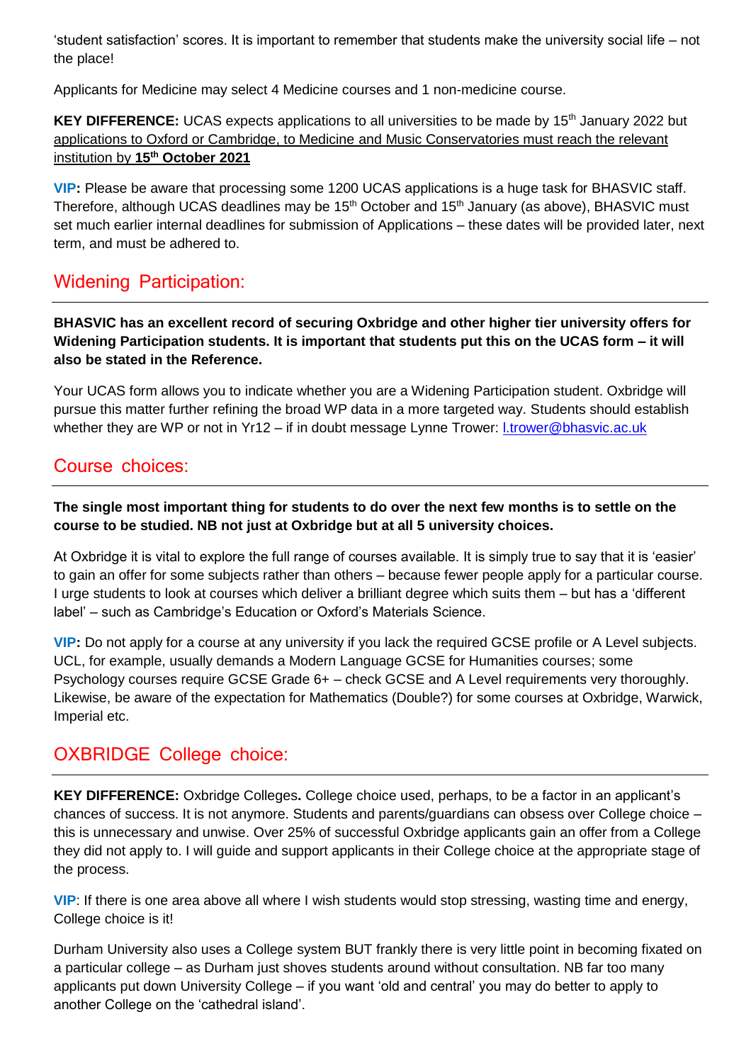'student satisfaction' scores. It is important to remember that students make the university social life – not the place!

Applicants for Medicine may select 4 Medicine courses and 1 non-medicine course.

**KEY DIFFERENCE:** UCAS expects applications to all universities to be made by 15th January 2022 but applications to Oxford or Cambridge, to Medicine and Music Conservatories must reach the relevant institution by **15th October 2021**

**VIP:** Please be aware that processing some 1200 UCAS applications is a huge task for BHASVIC staff. Therefore, although UCAS deadlines may be 15th October and 15th January (as above), BHASVIC must set much earlier internal deadlines for submission of Applications – these dates will be provided later, next term, and must be adhered to.

## Widening Participation:

**BHASVIC has an excellent record of securing Oxbridge and other higher tier university offers for Widening Participation students. It is important that students put this on the UCAS form – it will also be stated in the Reference.**

Your UCAS form allows you to indicate whether you are a Widening Participation student. Oxbridge will pursue this matter further refining the broad WP data in a more targeted way. Students should establish whether they are WP or not in Yr12 – if in doubt message Lynne Trower: l.trower@bhasvic.ac.uk

## Course choices:

**The single most important thing for students to do over the next few months is to settle on the course to be studied. NB not just at Oxbridge but at all 5 university choices.**

At Oxbridge it is vital to explore the full range of courses available. It is simply true to say that it is 'easier' to gain an offer for some subjects rather than others – because fewer people apply for a particular course. I urge students to look at courses which deliver a brilliant degree which suits them – but has a 'different label' – such as Cambridge's Education or Oxford's Materials Science.

**VIP:** Do not apply for a course at any university if you lack the required GCSE profile or A Level subjects. UCL, for example, usually demands a Modern Language GCSE for Humanities courses; some Psychology courses require GCSE Grade 6+ – check GCSE and A Level requirements very thoroughly. Likewise, be aware of the expectation for Mathematics (Double?) for some courses at Oxbridge, Warwick, Imperial etc.

## OXBRIDGE College choice:

**KEY DIFFERENCE:** Oxbridge Colleges**.** College choice used, perhaps, to be a factor in an applicant's chances of success. It is not anymore. Students and parents/guardians can obsess over College choice – this is unnecessary and unwise. Over 25% of successful Oxbridge applicants gain an offer from a College they did not apply to. I will guide and support applicants in their College choice at the appropriate stage of the process.

**VIP**: If there is one area above all where I wish students would stop stressing, wasting time and energy, College choice is it!

Durham University also uses a College system BUT frankly there is very little point in becoming fixated on a particular college – as Durham just shoves students around without consultation. NB far too many applicants put down University College – if you want 'old and central' you may do better to apply to another College on the 'cathedral island'.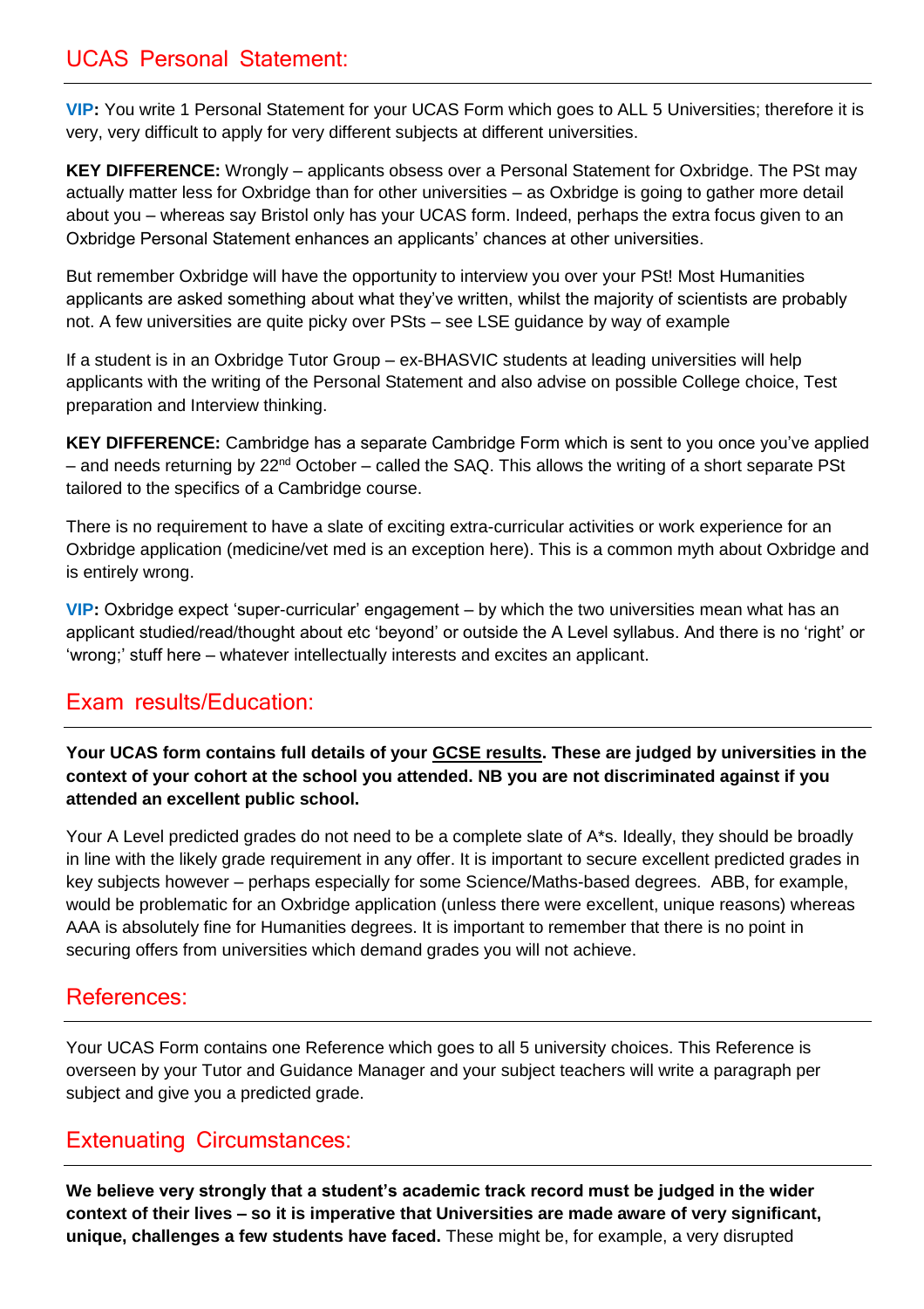## UCAS Personal Statement:

**VIP:** You write 1 Personal Statement for your UCAS Form which goes to ALL 5 Universities; therefore it is very, very difficult to apply for very different subjects at different universities.

**KEY DIFFERENCE:** Wrongly – applicants obsess over a Personal Statement for Oxbridge. The PSt may actually matter less for Oxbridge than for other universities – as Oxbridge is going to gather more detail about you – whereas say Bristol only has your UCAS form. Indeed, perhaps the extra focus given to an Oxbridge Personal Statement enhances an applicants' chances at other universities.

But remember Oxbridge will have the opportunity to interview you over your PSt! Most Humanities applicants are asked something about what they've written, whilst the majority of scientists are probably not. A few universities are quite picky over PSts – see LSE guidance by way of example

If a student is in an Oxbridge Tutor Group – ex-BHASVIC students at leading universities will help applicants with the writing of the Personal Statement and also advise on possible College choice, Test preparation and Interview thinking.

**KEY DIFFERENCE:** Cambridge has a separate Cambridge Form which is sent to you once you've applied – and needs returning by 22nd October – called the SAQ. This allows the writing of a short separate PSt tailored to the specifics of a Cambridge course.

There is no requirement to have a slate of exciting extra-curricular activities or work experience for an Oxbridge application (medicine/vet med is an exception here). This is a common myth about Oxbridge and is entirely wrong.

**VIP:** Oxbridge expect 'super-curricular' engagement – by which the two universities mean what has an applicant studied/read/thought about etc 'beyond' or outside the A Level syllabus. And there is no 'right' or 'wrong;' stuff here – whatever intellectually interests and excites an applicant.

## Exam results/Education:

**Your UCAS form contains full details of your GCSE results. These are judged by universities in the context of your cohort at the school you attended. NB you are not discriminated against if you attended an excellent public school.**

Your A Level predicted grades do not need to be a complete slate of A*s. Ideally, they should be broadly in line with the likely grade requirement in any offer. It is important to secure excellent predicted grades in key subjects however – perhaps especially for some Science/Maths-based degrees. ABB, for example, would be problematic for an Oxbridge application (unless there were excellent, unique reasons) whereas AAA is absolutely fine for Humanities degrees. It is important to remember that there is no point in securing offers from universities which demand grades you will not achieve.

## References:

Your UCAS Form contains one Reference which goes to all 5 university choices. This Reference is overseen by your Tutor and Guidance Manager and your subject teachers will write a paragraph per subject and give you a predicted grade.

## Extenuating Circumstances:

**We believe very strongly that a student's academic track record must be judged in the wider context of their lives – so it is imperative that Universities are made aware of very significant, unique, challenges a few students have faced.** These might be, for example, a very disrupted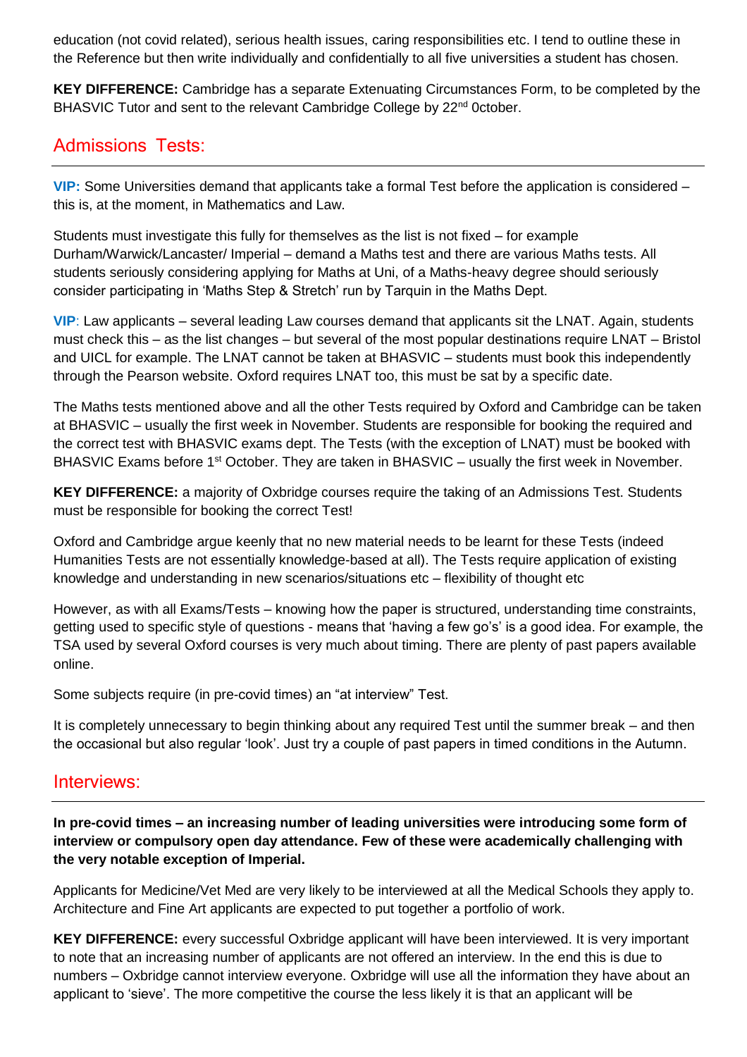education (not covid related), serious health issues, caring responsibilities etc. I tend to outline these in the Reference but then write individually and confidentially to all five universities a student has chosen.

**KEY DIFFERENCE:** Cambridge has a separate Extenuating Circumstances Form, to be completed by the BHASVIC Tutor and sent to the relevant Cambridge College by 22nd 0ctober.

## Admissions Tests:

**VIP:** Some Universities demand that applicants take a formal Test before the application is considered – this is, at the moment, in Mathematics and Law.

Students must investigate this fully for themselves as the list is not fixed – for example Durham/Warwick/Lancaster/ Imperial – demand a Maths test and there are various Maths tests. All students seriously considering applying for Maths at Uni, of a Maths-heavy degree should seriously consider participating in 'Maths Step & Stretch' run by Tarquin in the Maths Dept.

**VIP**: Law applicants – several leading Law courses demand that applicants sit the LNAT. Again, students must check this – as the list changes – but several of the most popular destinations require LNAT – Bristol and UICL for example. The LNAT cannot be taken at BHASVIC – students must book this independently through the Pearson website. Oxford requires LNAT too, this must be sat by a specific date.

The Maths tests mentioned above and all the other Tests required by Oxford and Cambridge can be taken at BHASVIC – usually the first week in November. Students are responsible for booking the required and the correct test with BHASVIC exams dept. The Tests (with the exception of LNAT) must be booked with BHASVIC Exams before 1st October. They are taken in BHASVIC – usually the first week in November.

**KEY DIFFERENCE:** a majority of Oxbridge courses require the taking of an Admissions Test. Students must be responsible for booking the correct Test!

Oxford and Cambridge argue keenly that no new material needs to be learnt for these Tests (indeed Humanities Tests are not essentially knowledge-based at all). The Tests require application of existing knowledge and understanding in new scenarios/situations etc – flexibility of thought etc

However, as with all Exams/Tests – knowing how the paper is structured, understanding time constraints, getting used to specific style of questions - means that 'having a few go's' is a good idea. For example, the TSA used by several Oxford courses is very much about timing. There are plenty of past papers available online.

Some subjects require (in pre-covid times) an "at interview" Test.

It is completely unnecessary to begin thinking about any required Test until the summer break – and then the occasional but also regular 'look'. Just try a couple of past papers in timed conditions in the Autumn.

## Interviews:

**In pre-covid times – an increasing number of leading universities were introducing some form of interview or compulsory open day attendance. Few of these were academically challenging with the very notable exception of Imperial.**

Applicants for Medicine/Vet Med are very likely to be interviewed at all the Medical Schools they apply to. Architecture and Fine Art applicants are expected to put together a portfolio of work.

**KEY DIFFERENCE:** every successful Oxbridge applicant will have been interviewed. It is very important to note that an increasing number of applicants are not offered an interview. In the end this is due to numbers – Oxbridge cannot interview everyone. Oxbridge will use all the information they have about an applicant to 'sieve'. The more competitive the course the less likely it is that an applicant will be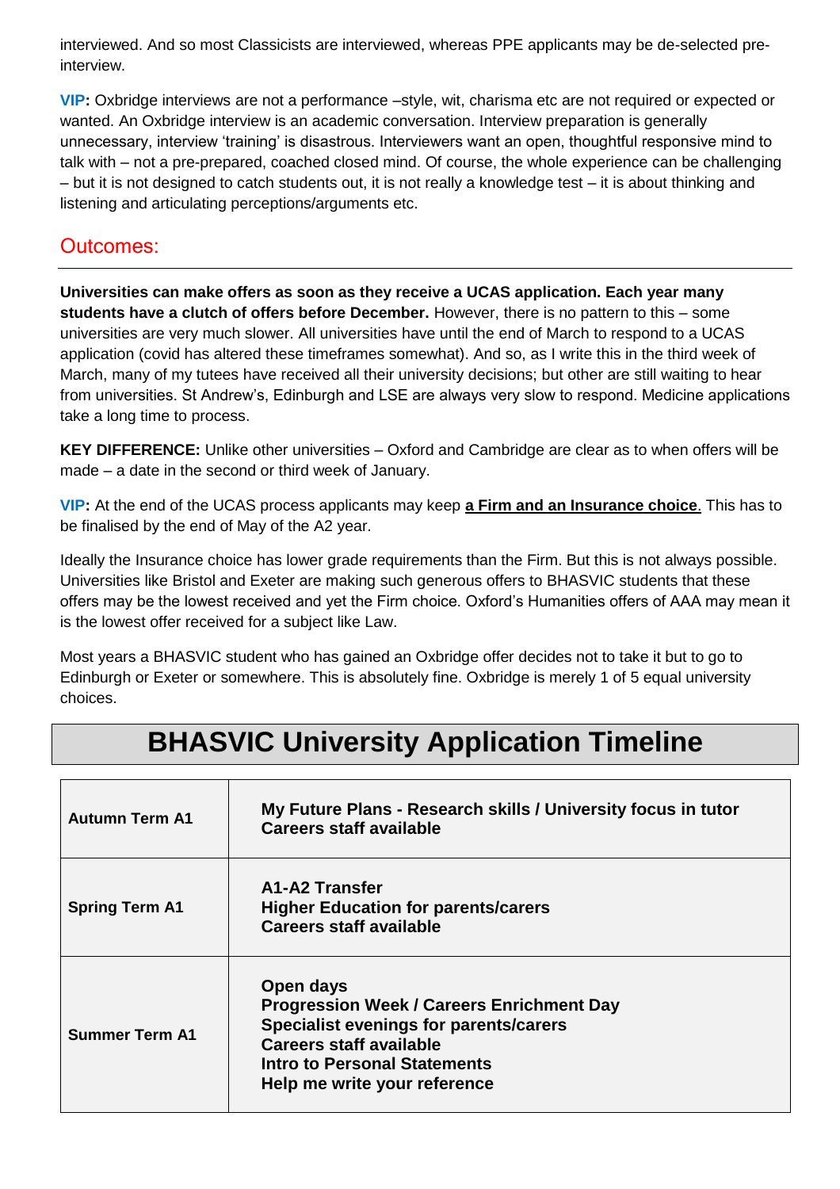interviewed. And so most Classicists are interviewed, whereas PPE applicants may be de-selected pre-interview.

**VIP:** Oxbridge interviews are not a performance –style, wit, charisma etc are not required or expected or wanted. An Oxbridge interview is an academic conversation. Interview preparation is generally unnecessary, interview 'training' is disastrous. Interviewers want an open, thoughtful responsive mind to talk with – not a pre-prepared, coached closed mind. Of course, the whole experience can be challenging – but it is not designed to catch students out, it is not really a knowledge test – it is about thinking and listening and articulating perceptions/arguments etc.

## Outcomes:

**Universities can make offers as soon as they receive a UCAS application. Each year many students have a clutch of offers before December.** However, there is no pattern to this – some universities are very much slower. All universities have until the end of March to respond to a UCAS application (covid has altered these timeframes somewhat). And so, as I write this in the third week of March, many of my tutees have received all their university decisions; but other are still waiting to hear from universities. St Andrew's, Edinburgh and LSE are always very slow to respond. Medicine applications take a long time to process.

**KEY DIFFERENCE:** Unlike other universities – Oxford and Cambridge are clear as to when offers will be made – a date in the second or third week of January.

**VIP:** At the end of the UCAS process applicants may keep **a Firm and an Insurance choice**. This has to be finalised by the end of May of the A2 year.

Ideally the Insurance choice has lower grade requirements than the Firm. But this is not always possible. Universities like Bristol and Exeter are making such generous offers to BHASVIC students that these offers may be the lowest received and yet the Firm choice. Oxford's Humanities offers of AAA may mean it is the lowest offer received for a subject like Law.

Most years a BHASVIC student who has gained an Oxbridge offer decides not to take it but to go to Edinburgh or Exeter or somewhere. This is absolutely fine. Oxbridge is merely 1 of 5 equal university choices.

# BHASVIC University Application Timeline

| | |
|---|---|
| **Autumn Term A1** | **My Future Plans - Research skills / University focus in tutor**<br>**Careers staff available** |
| **Spring Term A1** | **A1-A2 Transfer**<br>**Higher Education for parents/carers**<br>**Careers staff available** |
| **Summer Term A1** | **Open days**<br>**Progression Week / Careers Enrichment Day**<br>**Specialist evenings for parents/carers**<br>**Careers staff available**<br>**Intro to Personal Statements**<br>**Help me write your reference** |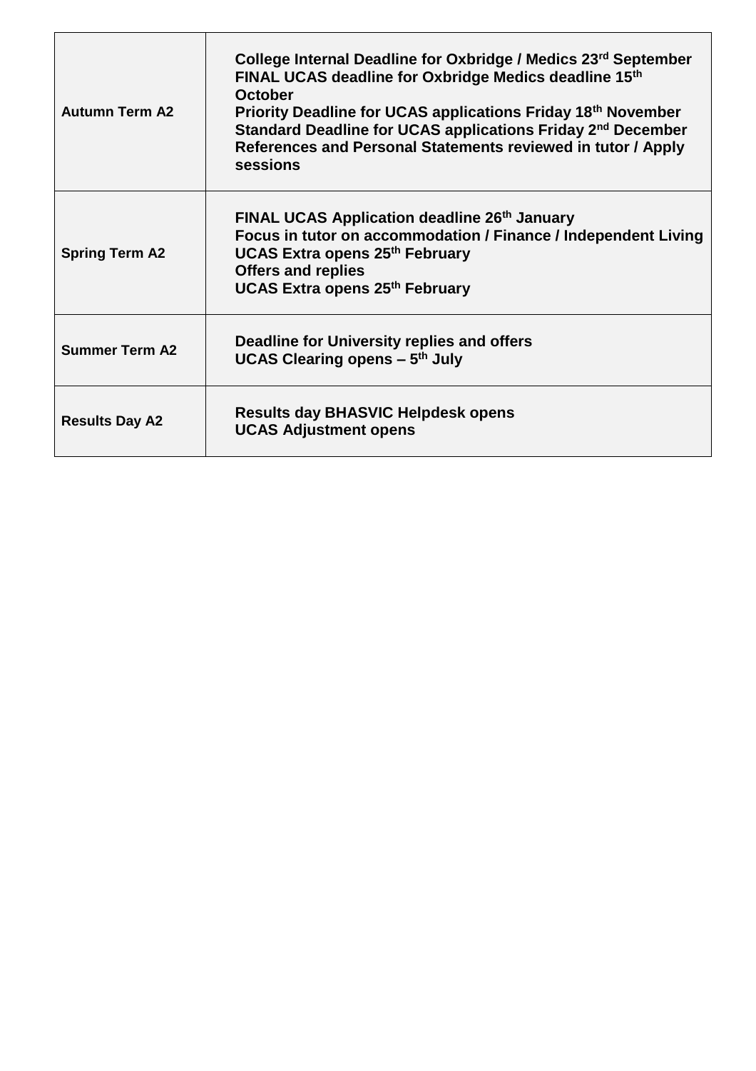| | |
|---|---|
| **Autumn Term A2** | **College Internal Deadline for Oxbridge / Medics 23rd September**<br>**FINAL UCAS deadline for Oxbridge Medics deadline 15th October**<br>**Priority Deadline for UCAS applications Friday 18th November**<br>**Standard Deadline for UCAS applications Friday 2nd December**<br>**References and Personal Statements reviewed in tutor / Apply sessions** |
| **Spring Term A2** | **FINAL UCAS Application deadline 26th January**<br>**Focus in tutor on accommodation / Finance / Independent Living**<br>**UCAS Extra opens 25th February**<br>**Offers and replies**<br>**UCAS Extra opens 25th February** |
| **Summer Term A2** | **Deadline for University replies and offers**<br>**UCAS Clearing opens – 5th July** |
| **Results Day A2** | **Results day BHASVIC Helpdesk opens**<br>**UCAS Adjustment opens** |